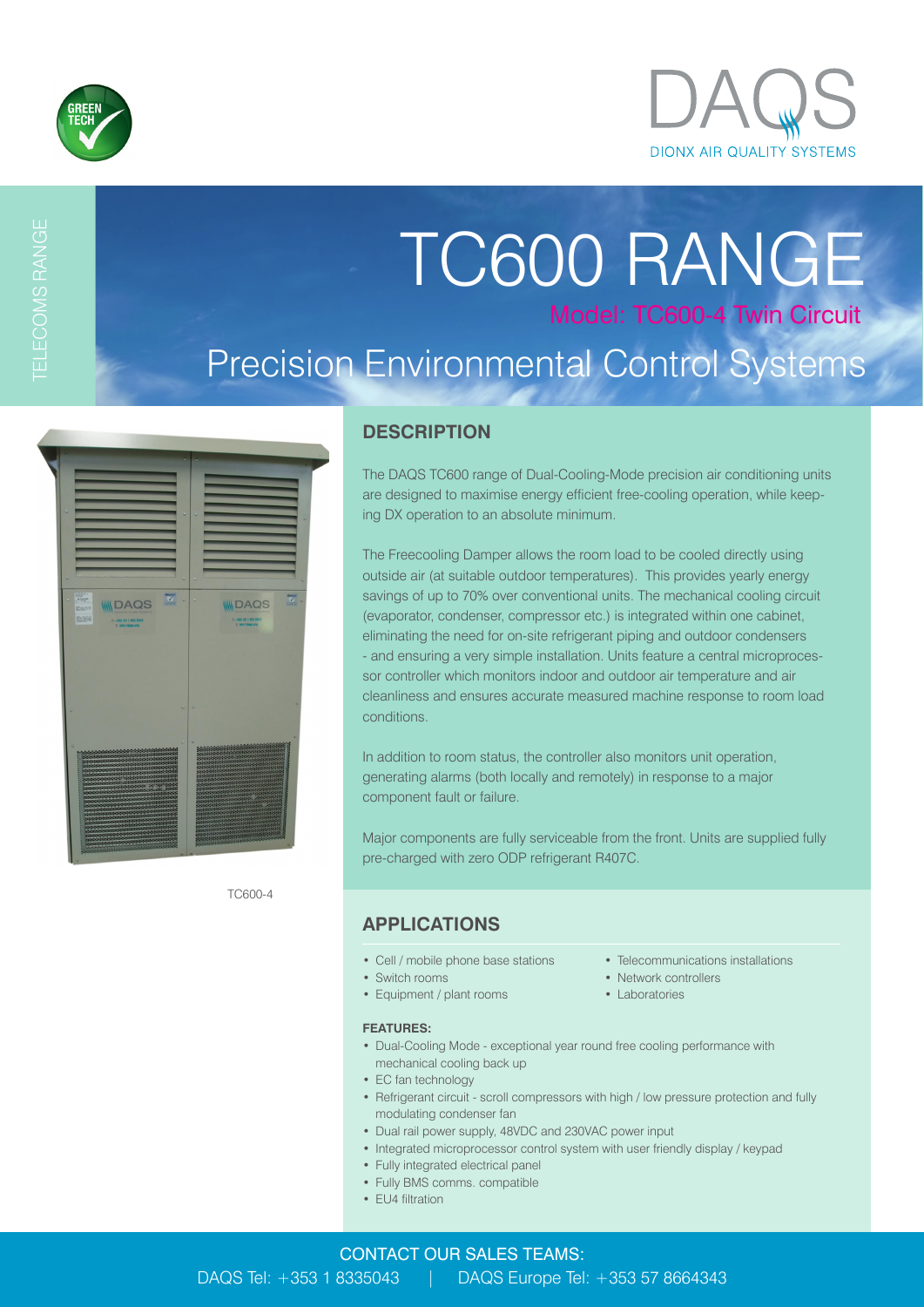GREEN TECH

DAQS
DIONX AIR QUALITY SYSTEMS

TELECOMS RANGE

# TC600 RANGE

Model: TC600-4 Twin Circuit

## Precision Environmental Control Systems

TC600-4

## DESCRIPTION

The DAQS TC600 range of Dual-Cooling-Mode precision air conditioning units are designed to maximise energy efficient free-cooling operation, while keeping DX operation to an absolute minimum.

The Freecooling Damper allows the room load to be cooled directly using outside air (at suitable outdoor temperatures). This provides yearly energy savings of up to 70% over conventional units. The mechanical cooling circuit (evaporator, condenser, compressor etc.) is integrated within one cabinet, eliminating the need for on-site refrigerant piping and outdoor condensers - and ensuring a very simple installation. Units feature a central microprocessor controller which monitors indoor and outdoor air temperature and air cleanliness and ensures accurate measured machine response to room load conditions.

In addition to room status, the controller also monitors unit operation, generating alarms (both locally and remotely) in response to a major component fault or failure.

Major components are fully serviceable from the front. Units are supplied fully pre-charged with zero ODP refrigerant R407C.

## APPLICATIONS

- Cell / mobile phone base stations
- Switch rooms
- Equipment / plant rooms
- Telecommunications installations
- Network controllers
- Laboratories

**FEATURES:**

- Dual-Cooling Mode - exceptional year round free cooling performance with mechanical cooling back up
- EC fan technology
- Refrigerant circuit - scroll compressors with high / low pressure protection and fully modulating condenser fan
- Dual rail power supply, 48VDC and 230VAC power input
- Integrated microprocessor control system with user friendly display / keypad
- Fully integrated electrical panel
- Fully BMS comms. compatible
- EU4 filtration

CONTACT OUR SALES TEAMS:

DAQS Tel: +353 1 8335043 | DAQS Europe Tel: +353 57 8664343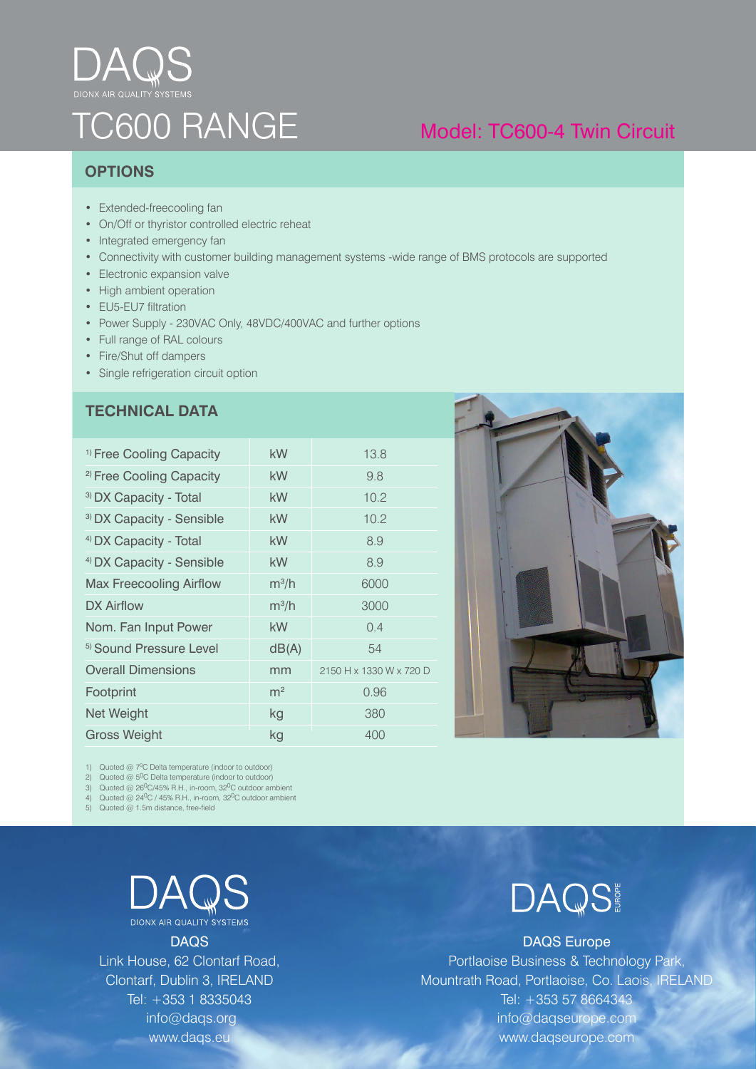# DAQS

DIONX AIR QUALITY SYSTEMS

# TC600 RANGE

## Model: TC600-4 Twin Circuit

### OPTIONS

- Extended-freecooling fan
- On/Off or thyristor controlled electric reheat
- Integrated emergency fan
- Connectivity with customer building management systems -wide range of BMS protocols are supported
- Electronic expansion valve
- High ambient operation
- EU5-EU7 filtration
- Power Supply - 230VAC Only, 48VDC/400VAC and further options
- Full range of RAL colours
- Fire/Shut off dampers
- Single refrigeration circuit option

### TECHNICAL DATA

| | | |
|---|---|---|
| [1] Free Cooling Capacity | kW | 13.8 |
| [2] Free Cooling Capacity | kW | 9.8 |
| [3] DX Capacity - Total | kW | 10.2 |
| [3] DX Capacity - Sensible | kW | 10.2 |
| [4] DX Capacity - Total | kW | 8.9 |
| [4] DX Capacity - Sensible | kW | 8.9 |
| Max Freecooling Airflow | $m^3/h$ | 6000 |
| DX Airflow | $m^3/h$ | 3000 |
| Nom. Fan Input Power | kW | 0.4 |
| [5] Sound Pressure Level | dB(A) | 54 |
| Overall Dimensions | mm | 2150 H x 1330 W x 720 D |
| Footprint | $m^2$ | 0.96 |
| Net Weight | kg | 380 |
| Gross Weight | kg | 400 |

1) Quoted @ 7$^0$C Delta temperature (indoor to outdoor)
2) Quoted @ 5$^0$C Delta temperature (indoor to outdoor)
3) Quoted @ 26$^0$C/45% R.H., in-room, 32$^0$C outdoor ambient
4) Quoted @ 24$^0$C / 45% R.H., in-room, 32$^0$C outdoor ambient
5) Quoted @ 1.5m distance, free-field

DAQS
DIONX AIR QUALITY SYSTEMS

DAQS
Link House, 62 Clontarf Road,
Clontarf, Dublin 3, IRELAND
Tel: +353 1 8335043
info@daqs.org
www.daqs.eu

DAQS EUROPE

DAQS Europe
Portlaoise Business & Technology Park,
Mountrath Road, Portlaoise, Co. Laois, IRELAND
Tel: +353 57 8664343
info@daqseurope.com
www.daqseurope.com